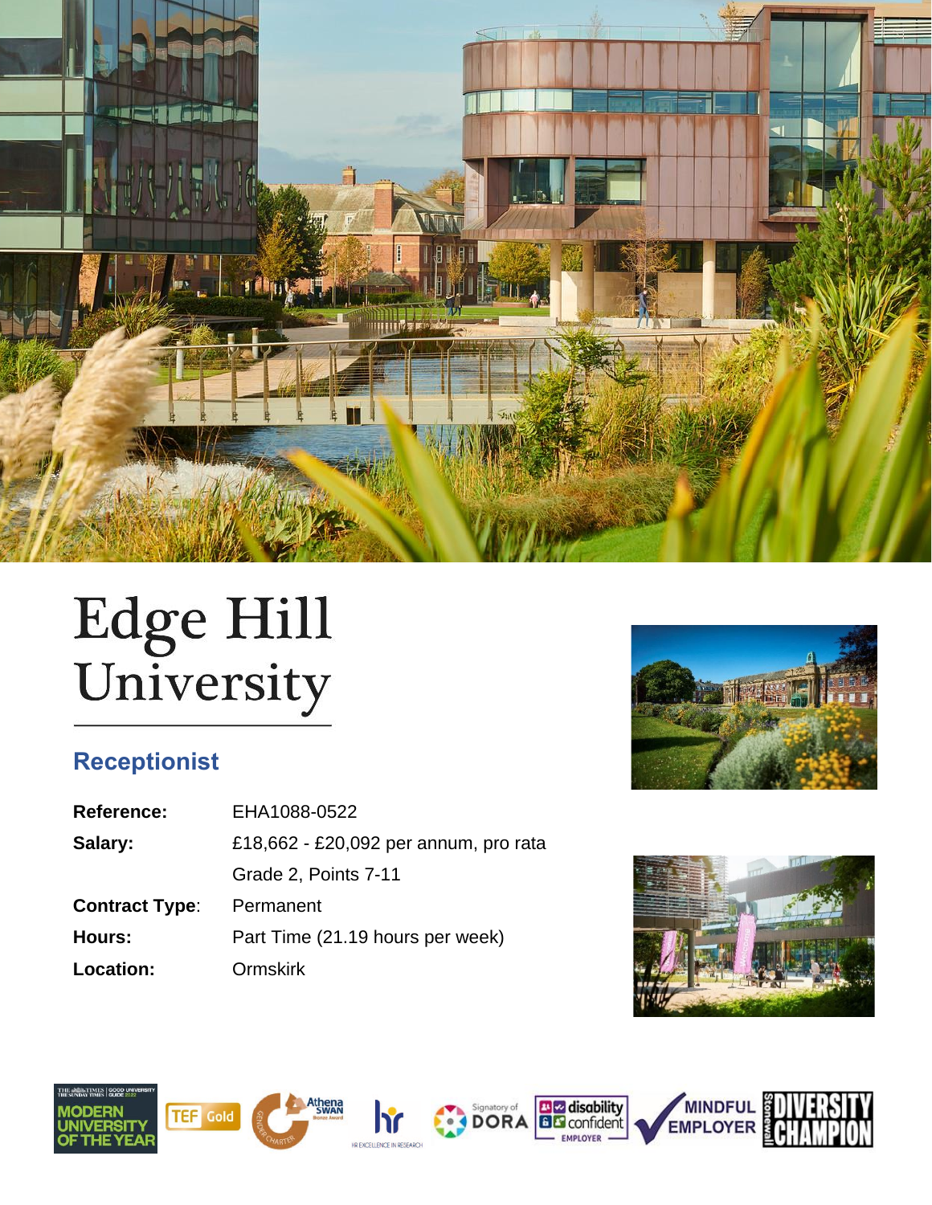# Edge Hill University

## Receptionist

| | |
|---|---|
| **Reference:** | EHA1088-0522 |
| **Salary:** | £18,662 - £20,092 per annum, pro rata |
| | Grade 2, Points 7-11 |
| **Contract Type**: | Permanent |
| **Hours:** | Part Time (21.19 hours per week) |
| **Location:** | Ormskirk |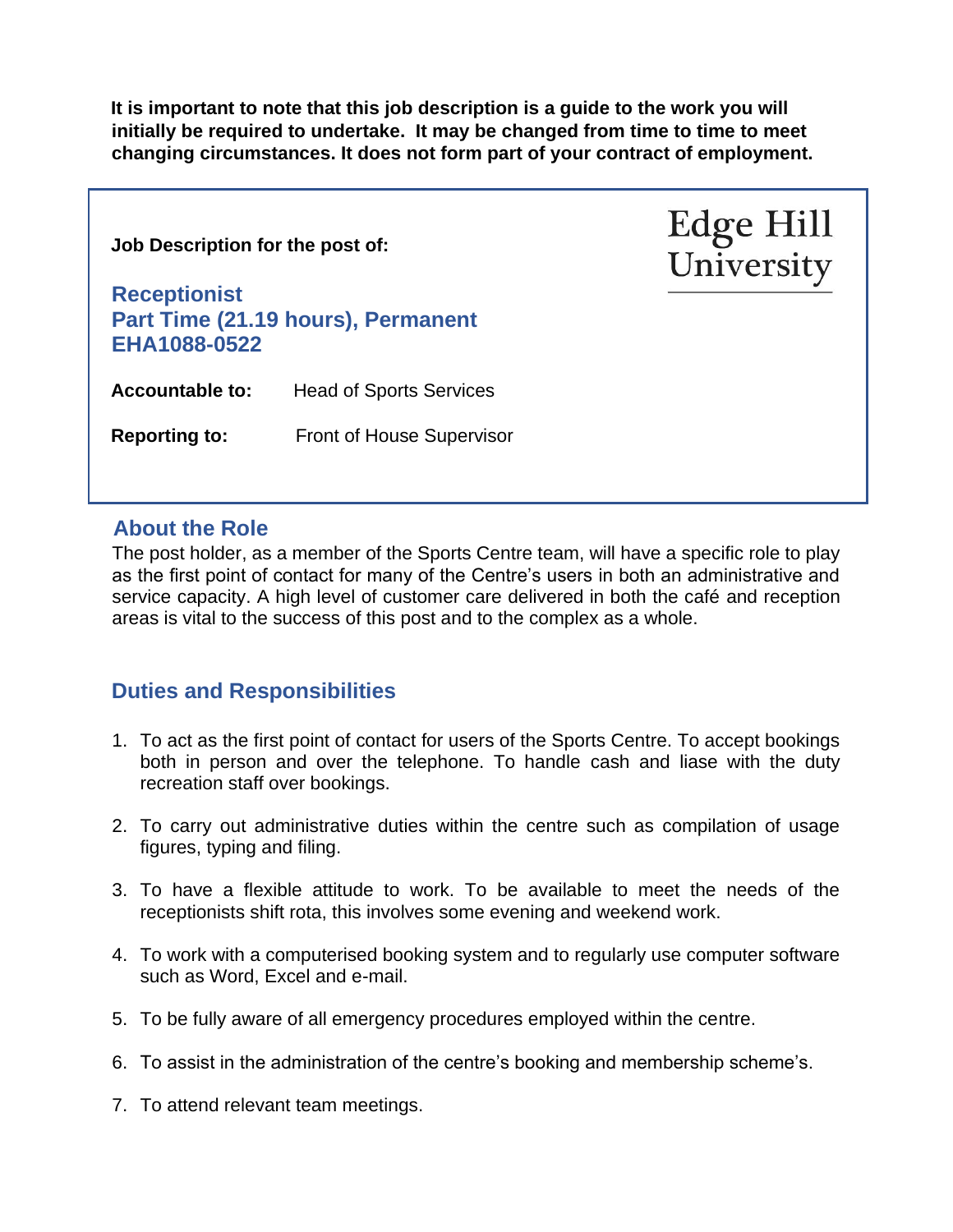**It is important to note that this job description is a guide to the work you will initially be required to undertake. It may be changed from time to time to meet changing circumstances. It does not form part of your contract of employment.**

**Job Description for the post of:**

Edge Hill University

## Receptionist
## Part Time (21.19 hours), Permanent
## EHA1088-0522

**Accountable to:** Head of Sports Services

**Reporting to:** Front of House Supervisor

## About the Role

The post holder, as a member of the Sports Centre team, will have a specific role to play as the first point of contact for many of the Centre's users in both an administrative and service capacity. A high level of customer care delivered in both the café and reception areas is vital to the success of this post and to the complex as a whole.

## Duties and Responsibilities

1. To act as the first point of contact for users of the Sports Centre. To accept bookings both in person and over the telephone. To handle cash and liase with the duty recreation staff over bookings.
2. To carry out administrative duties within the centre such as compilation of usage figures, typing and filing.
3. To have a flexible attitude to work. To be available to meet the needs of the receptionists shift rota, this involves some evening and weekend work.
4. To work with a computerised booking system and to regularly use computer software such as Word, Excel and e-mail.
5. To be fully aware of all emergency procedures employed within the centre.
6. To assist in the administration of the centre's booking and membership scheme's.
7. To attend relevant team meetings.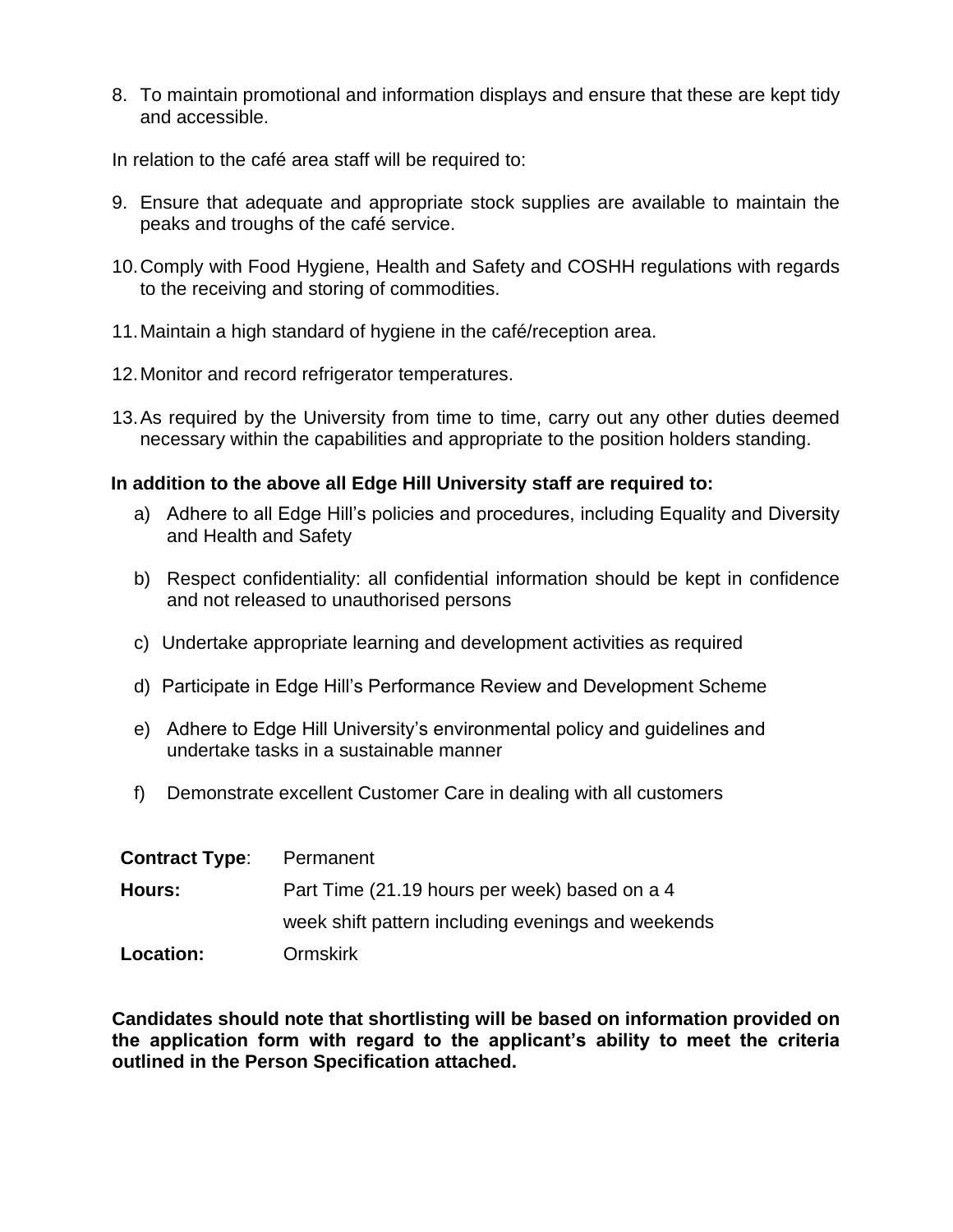8. To maintain promotional and information displays and ensure that these are kept tidy and accessible.

In relation to the café area staff will be required to:

9. Ensure that adequate and appropriate stock supplies are available to maintain the peaks and troughs of the café service.

10. Comply with Food Hygiene, Health and Safety and COSHH regulations with regards to the receiving and storing of commodities.

11. Maintain a high standard of hygiene in the café/reception area.

12. Monitor and record refrigerator temperatures.

13. As required by the University from time to time, carry out any other duties deemed necessary within the capabilities and appropriate to the position holders standing.

**In addition to the above all Edge Hill University staff are required to:**

a) Adhere to all Edge Hill's policies and procedures, including Equality and Diversity and Health and Safety

b) Respect confidentiality: all confidential information should be kept in confidence and not released to unauthorised persons

c) Undertake appropriate learning and development activities as required

d) Participate in Edge Hill's Performance Review and Development Scheme

e) Adhere to Edge Hill University's environmental policy and guidelines and undertake tasks in a sustainable manner

f) Demonstrate excellent Customer Care in dealing with all customers

**Contract Type**: Permanent

**Hours:** Part Time (21.19 hours per week) based on a 4 week shift pattern including evenings and weekends

**Location:** Ormskirk

**Candidates should note that shortlisting will be based on information provided on the application form with regard to the applicant's ability to meet the criteria outlined in the Person Specification attached.**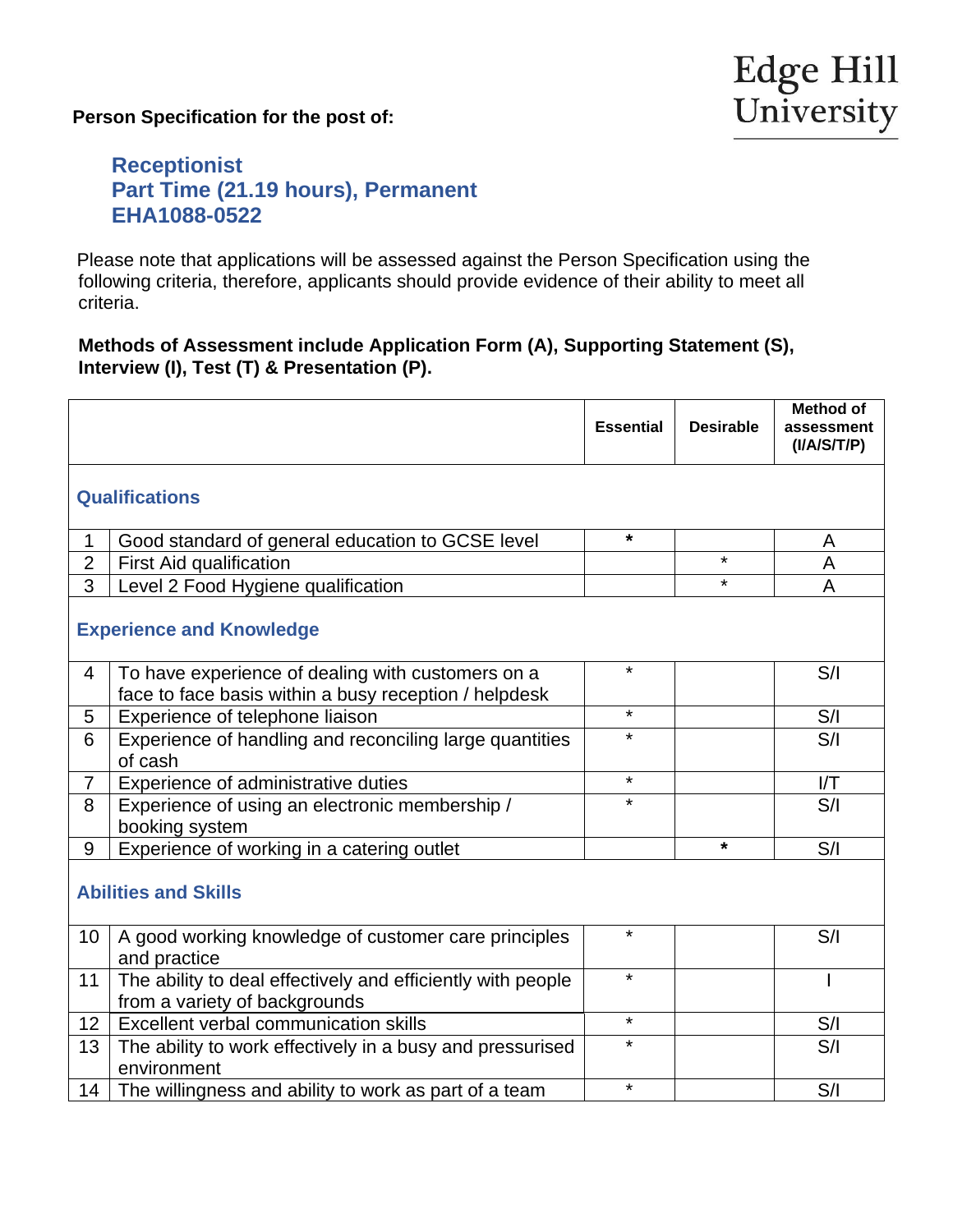**Person Specification for the post of:**

Edge Hill University

## Receptionist
## Part Time (21.19 hours), Permanent
## EHA1088-0522

Please note that applications will be assessed against the Person Specification using the following criteria, therefore, applicants should provide evidence of their ability to meet all criteria.

**Methods of Assessment include Application Form (A), Supporting Statement (S), Interview (I), Test (T) & Presentation (P).**

| | | Essential | Desirable | Method of assessment (I/A/S/T/P) |
|---|---|---|---|---|
| **Qualifications** | | | | |
| 1 | Good standard of general education to GCSE level | * | | A |
| 2 | First Aid qualification | | * | A |
| 3 | Level 2 Food Hygiene qualification | | * | A |
| **Experience and Knowledge** | | | | |
| 4 | To have experience of dealing with customers on a face to face basis within a busy reception / helpdesk | * | | S/I |
| 5 | Experience of telephone liaison | * | | S/I |
| 6 | Experience of handling and reconciling large quantities of cash | * | | S/I |
| 7 | Experience of administrative duties | * | | I/T |
| 8 | Experience of using an electronic membership / booking system | * | | S/I |
| 9 | Experience of working in a catering outlet | | * | S/I |
| **Abilities and Skills** | | | | |
| 10 | A good working knowledge of customer care principles and practice | * | | S/I |
| 11 | The ability to deal effectively and efficiently with people from a variety of backgrounds | * | | I |
| 12 | Excellent verbal communication skills | * | | S/I |
| 13 | The ability to work effectively in a busy and pressurised environment | * | | S/I |
| 14 | The willingness and ability to work as part of a team | * | | S/I |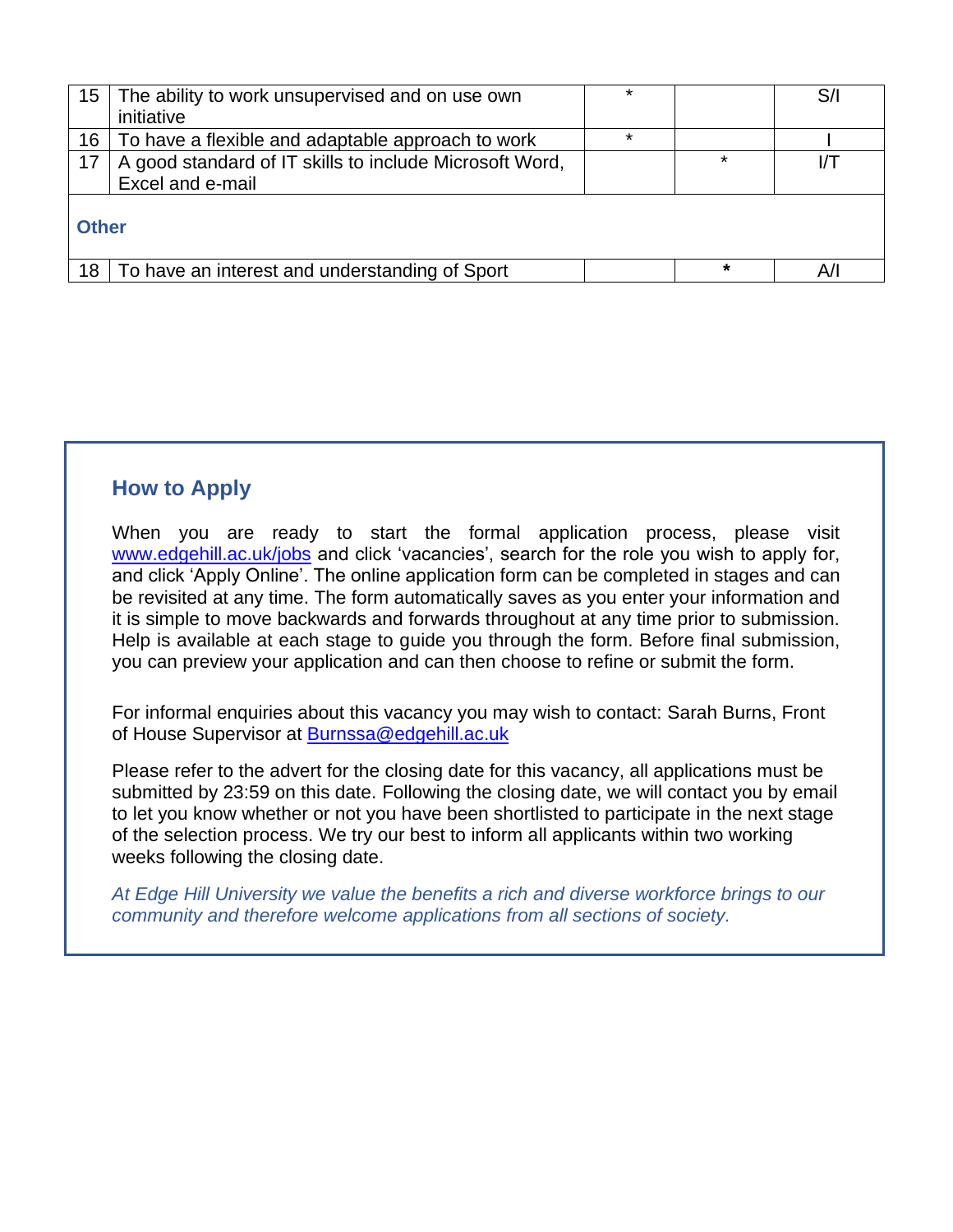| | | | | |
|---|---|---|---|---|
| 15 | The ability to work unsupervised and on use own initiative | * | | S/I |
| 16 | To have a flexible and adaptable approach to work | * | | I |
| 17 | A good standard of IT skills to include Microsoft Word, Excel and e-mail | | * | I/T |
| **Other** | | | | |
| 18 | To have an interest and understanding of Sport | | * | A/I |

## How to Apply

When you are ready to start the formal application process, please visit www.edgehill.ac.uk/jobs and click 'vacancies', search for the role you wish to apply for, and click 'Apply Online'. The online application form can be completed in stages and can be revisited at any time. The form automatically saves as you enter your information and it is simple to move backwards and forwards throughout at any time prior to submission. Help is available at each stage to guide you through the form. Before final submission, you can preview your application and can then choose to refine or submit the form.

For informal enquiries about this vacancy you may wish to contact: Sarah Burns, Front of House Supervisor at Burnssa@edgehill.ac.uk

Please refer to the advert for the closing date for this vacancy, all applications must be submitted by 23:59 on this date. Following the closing date, we will contact you by email to let you know whether or not you have been shortlisted to participate in the next stage of the selection process. We try our best to inform all applicants within two working weeks following the closing date.

*At Edge Hill University we value the benefits a rich and diverse workforce brings to our community and therefore welcome applications from all sections of society.*